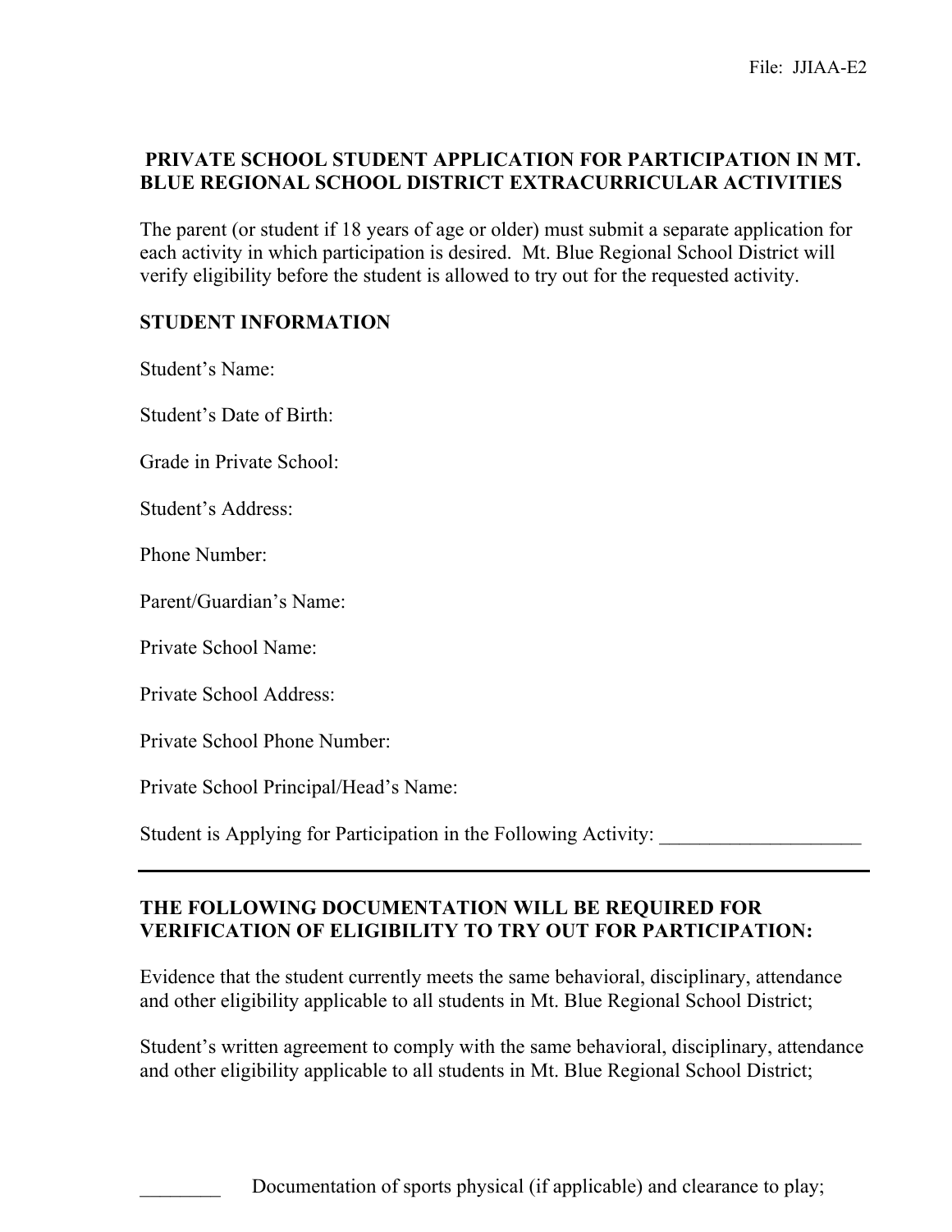File: JJIAA-E2

## PRIVATE SCHOOL STUDENT APPLICATION FOR PARTICIPATION IN MT. BLUE REGIONAL SCHOOL DISTRICT EXTRACURRICULAR ACTIVITIES

The parent (or student if 18 years of age or older) must submit a separate application for each activity in which participation is desired. Mt. Blue Regional School District will verify eligibility before the student is allowed to try out for the requested activity.

**STUDENT INFORMATION**

Student's Name:

Student's Date of Birth:

Grade in Private School:

Student's Address:

Phone Number:

Parent/Guardian's Name:

Private School Name:

Private School Address:

Private School Phone Number:

Private School Principal/Head's Name:

Student is Applying for Participation in the Following Activity: ____________________

---

**THE FOLLOWING DOCUMENTATION WILL BE REQUIRED FOR VERIFICATION OF ELIGIBILITY TO TRY OUT FOR PARTICIPATION:**

Evidence that the student currently meets the same behavioral, disciplinary, attendance and other eligibility applicable to all students in Mt. Blue Regional School District;

Student's written agreement to comply with the same behavioral, disciplinary, attendance and other eligibility applicable to all students in Mt. Blue Regional School District;

________ Documentation of sports physical (if applicable) and clearance to play;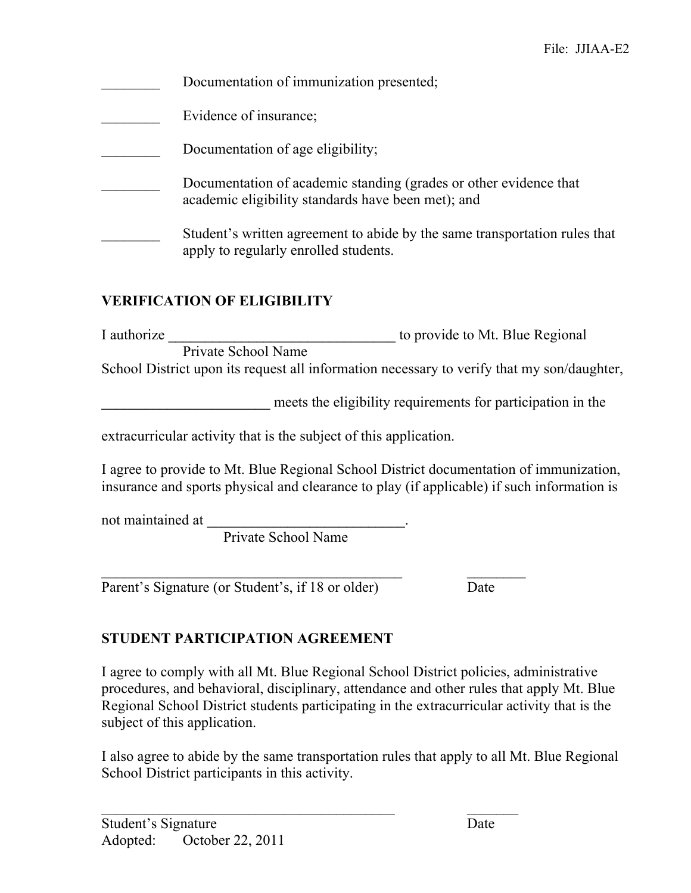________ Documentation of immunization presented;

________ Evidence of insurance;

________ Documentation of age eligibility;

________ Documentation of academic standing (grades or other evidence that academic eligibility standards have been met); and

________ Student's written agreement to abide by the same transportation rules that apply to regularly enrolled students.

## VERIFICATION OF ELIGIBILITY

I authorize ________________________________ to provide to Mt. Blue Regional
Private School Name
School District upon its request all information necessary to verify that my son/daughter,

________________________ meets the eligibility requirements for participation in the

extracurricular activity that is the subject of this application.

I agree to provide to Mt. Blue Regional School District documentation of immunization, insurance and sports physical and clearance to play (if applicable) if such information is

not maintained at ____________________________.
Private School Name

___________________________________________ ________
Parent's Signature (or Student's, if 18 or older) Date

## STUDENT PARTICIPATION AGREEMENT

I agree to comply with all Mt. Blue Regional School District policies, administrative procedures, and behavioral, disciplinary, attendance and other rules that apply Mt. Blue Regional School District students participating in the extracurricular activity that is the subject of this application.

I also agree to abide by the same transportation rules that apply to all Mt. Blue Regional School District participants in this activity.

___________________________________________ _______
Student's Signature Date

Adopted: October 22, 2011